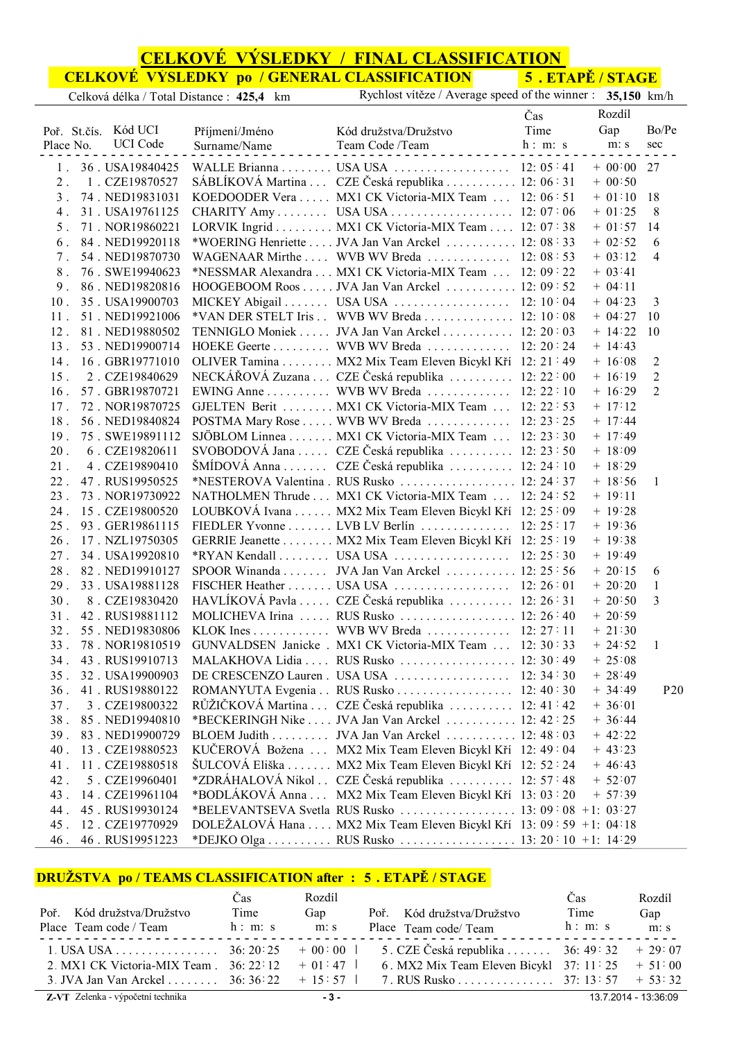# CELKOVÉ VÝSLEDKY / FINAL CLASSIFICATION

## CELKOVÉ VÝSLEDKY po / GENERAL CLASSIFICATION — 5 . ETAPĚ / STAGE

Celková délka / Total Distance : **425,4** km — Rychlost vítěze / Average speed of the winner : **35,150** km/h

| Poř. Place | St.čís. No. | Kód UCI UCI Code | Příjmení/Jméno Surname/Name | Kód družstva/Družstvo Team Code /Team | Čas Time h : m: s | Rozdíl Gap m: s | Bo/Pe sec |
|---|---|---|---|---|---|---|---|
| 1 . | 36 . | USA19840425 | WALLE Brianna | USA USA | 12: 05 : 41 | + 00 : 00 | 27 |
| 2 . | 1 . | CZE19870527 | SÁBLÍKOVÁ Martina | CZE Česká republika | 12: 06 : 31 | + 00 : 50 | |
| 3 . | 74 . | NED19831031 | KOEDOODER Vera | MX1 CK Victoria-MIX Team | 12: 06 : 51 | + 01 : 10 | 18 |
| 4 . | 31 . | USA19761125 | CHARITY Amy | USA USA | 12: 07 : 06 | + 01 : 25 | 8 |
| 5 . | 71 . | NOR19860221 | LORVIK Ingrid | MX1 CK Victoria-MIX Team | 12: 07 : 38 | + 01 : 57 | 14 |
| 6 . | 84 . | NED19920118 | *WOERING Henriette | JVA Jan Van Arckel | 12: 08 : 33 | + 02 : 52 | 6 |
| 7 . | 54 . | NED19870730 | WAGENAAR Mirthe | WVB WV Breda | 12: 08 : 53 | + 03 : 12 | 4 |
| 8 . | 76 . | SWE19940623 | *NESSMAR Alexandra | MX1 CK Victoria-MIX Team | 12: 09 : 22 | + 03 : 41 | |
| 9 . | 86 . | NED19820816 | HOOGEBOOM Roos | JVA Jan Van Arckel | 12: 09 : 52 | + 04 : 11 | |
| 10 . | 35 . | USA19900703 | MICKEY Abigail | USA USA | 12: 10 : 04 | + 04 : 23 | 3 |
| 11 . | 51 . | NED19921006 | *VAN DER STELT Iris | WVB WV Breda | 12: 10 : 08 | + 04 : 27 | 10 |
| 12 . | 81 . | NED19880502 | TENNIGLO Moniek | JVA Jan Van Arckel | 12: 20 : 03 | + 14 : 22 | 10 |
| 13 . | 53 . | NED19900714 | HOEKE Geerte | WVB WV Breda | 12: 20 : 24 | + 14 : 43 | |
| 14 . | 16 . | GBR19771010 | OLIVER Tamina | MX2 Mix Team Eleven Bicykl Kří | 12: 21 : 49 | + 16 : 08 | 2 |
| 15 . | 2 . | CZE19840629 | NECKÁŘOVÁ Zuzana | CZE Česká republika | 12: 22 : 00 | + 16 : 19 | 2 |
| 16 . | 57 . | GBR19870721 | EWING Anne | WVB WV Breda | 12: 22 : 10 | + 16 : 29 | 2 |
| 17 . | 72 . | NOR19870725 | GJELTEN Berit | MX1 CK Victoria-MIX Team | 12: 22 : 53 | + 17 : 12 | |
| 18 . | 56 . | NED19840824 | POSTMA Mary Rose | WVB WV Breda | 12: 23 : 25 | + 17 : 44 | |
| 19 . | 75 . | SWE19891112 | SJÖBLOM Linnea | MX1 CK Victoria-MIX Team | 12: 23 : 30 | + 17 : 49 | |
| 20 . | 6 . | CZE19820611 | SVOBODOVÁ Jana | CZE Česká republika | 12: 23 : 50 | + 18 : 09 | |
| 21 . | 4 . | CZE19890410 | ŠMÍDOVÁ Anna | CZE Česká republika | 12: 24 : 10 | + 18 : 29 | |
| 22 . | 47 . | RUS19950525 | *NESTEROVA Valentina | RUS Rusko | 12: 24 : 37 | + 18 : 56 | 1 |
| 23 . | 73 . | NOR19730922 | NATHOLMEN Thrude | MX1 CK Victoria-MIX Team | 12: 24 : 52 | + 19 : 11 | |
| 24 . | 15 . | CZE19800520 | LOUBKOVÁ Ivana | MX2 Mix Team Eleven Bicykl Kří | 12: 25 : 09 | + 19 : 28 | |
| 25 . | 93 . | GER19861115 | FIEDLER Yvonne | LVB LV Berlín | 12: 25 : 17 | + 19 : 36 | |
| 26 . | 17 . | NZL19750305 | GERRIE Jeanette | MX2 Mix Team Eleven Bicykl Kří | 12: 25 : 19 | + 19 : 38 | |
| 27 . | 34 . | USA19920810 | *RYAN Kendall | USA USA | 12: 25 : 30 | + 19 : 49 | |
| 28 . | 82 . | NED19910127 | SPOOR Winanda | JVA Jan Van Arckel | 12: 25 : 56 | + 20 : 15 | 6 |
| 29 . | 33 . | USA19881128 | FISCHER Heather | USA USA | 12: 26 : 01 | + 20 : 20 | 1 |
| 30 . | 8 . | CZE19830420 | HAVLÍKOVÁ Pavla | CZE Česká republika | 12: 26 : 31 | + 20 : 50 | 3 |
| 31 . | 42 . | RUS19881112 | MOLICHEVA Irina | RUS Rusko | 12: 26 : 40 | + 20 : 59 | |
| 32 . | 55 . | NED19830806 | KLOK Ines | WVB WV Breda | 12: 27 : 11 | + 21 : 30 | |
| 33 . | 78 . | NOR19810519 | GUNVALDSEN Janicke | MX1 CK Victoria-MIX Team | 12: 30 : 33 | + 24 : 52 | 1 |
| 34 . | 43 . | RUS19910713 | MALAKHOVA Lidia | RUS Rusko | 12: 30 : 49 | + 25 : 08 | |
| 35 . | 32 . | USA19900903 | DE CRESCENZO Lauren | USA USA | 12: 34 : 30 | + 28 : 49 | |
| 36 . | 41 . | RUS19880122 | ROMANYUTA Evgenia | RUS Rusko | 12: 40 : 30 | + 34 : 49 | P20 |
| 37 . | 3 . | CZE19800322 | RŮŽIČKOVÁ Martina | CZE Česká republika | 12: 41 : 42 | + 36 : 01 | |
| 38 . | 85 . | NED19940810 | *BECKERINGH Nike | JVA Jan Van Arckel | 12: 42 : 25 | + 36 : 44 | |
| 39 . | 83 . | NED19900729 | BLOEM Judith | JVA Jan Van Arckel | 12: 48 : 03 | + 42 : 22 | |
| 40 . | 13 . | CZE19880523 | KUČEROVÁ Božena | MX2 Mix Team Eleven Bicykl Kří | 12: 49 : 04 | + 43 : 23 | |
| 41 . | 11 . | CZE19880518 | ŠULCOVÁ Eliška | MX2 Mix Team Eleven Bicykl Kří | 12: 52 : 24 | + 46 : 43 | |
| 42 . | 5 . | CZE19960401 | *ZDRÁHALOVÁ Nikol | CZE Česká republika | 12: 57 : 48 | + 52 : 07 | |
| 43 . | 14 . | CZE19961104 | *BODLÁKOVÁ Anna | MX2 Mix Team Eleven Bicykl Kří | 13: 03 : 20 | + 57 : 39 | |
| 44 . | 45 . | RUS19930124 | *BELEVANTSEVA Svetla | RUS Rusko | 13: 09 : 08 | +1: 03 : 27 | |
| 45 . | 12 . | CZE19770929 | DOLEŽALOVÁ Hana | MX2 Mix Team Eleven Bicykl Kří | 13: 09 : 59 | +1: 04 : 18 | |
| 46 . | 46 . | RUS19951223 | *DEJKO Olga | RUS Rusko | 13: 20 : 10 | +1: 14 : 29 | |

## DRUŽSTVA po / TEAMS CLASSIFICATION after : 5 . ETAPĚ / STAGE

| Poř. Place | Kód družstva/Družstvo Team code / Team | Čas Time h : m: s | Rozdíl Gap m: s |
|---|---|---|---|
| 1. | USA USA | 36: 20: 25 | + 00 : 00 |
| 2. | MX1 CK Victoria-MIX Team | 36: 22: 12 | + 01 : 47 |
| 3. | JVA Jan Van Arckel | 36: 36: 22 | + 15 : 57 |
| 5. | CZE Česká republika | 36: 49: 32 | + 29 : 07 |
| 6. | MX2 Mix Team Eleven Bicykl | 37: 11: 25 | + 51 : 00 |
| 7. | RUS Rusko | 37: 13: 57 | + 53 : 32 |

Z-VT Zelenka - výpočetní technika — 13.7.2014 - 13:36:09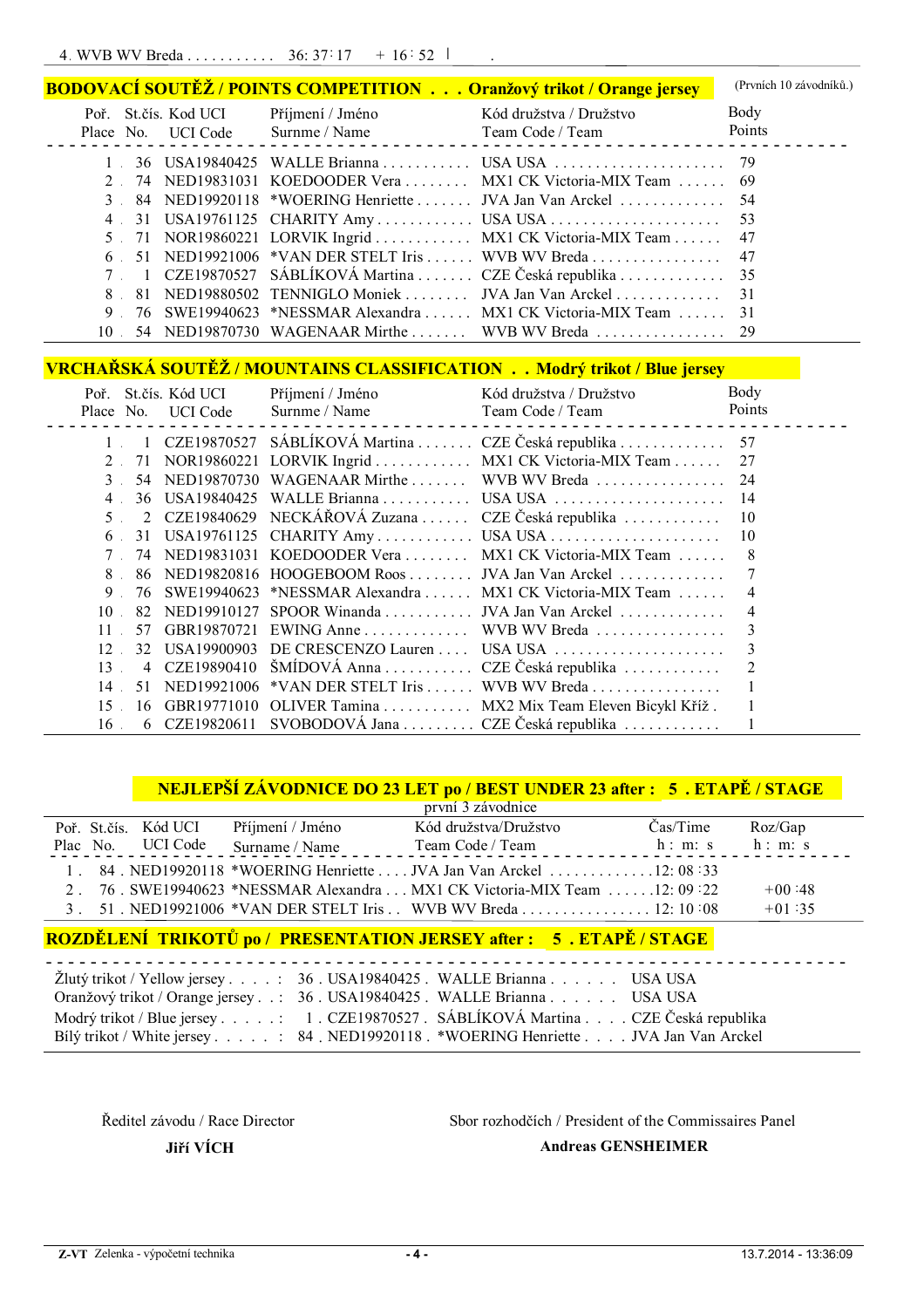4. WVB WV Breda . . . . . . . . . . . 36: 37: 17 + 16: 52

## BODOVACÍ SOUTĚŽ / POINTS COMPETITION . . . Oranžový trikot / Orange jersey

(Prvních 10 závodníků.)

| Poř. Place | St.čís. No. | Kod UCI UCI Code | Příjmení / Jméno Surnme / Name | Kód družstva / Družstvo Team Code / Team | Body Points |
|---|---|---|---|---|---|
| 1 | 36 | USA19840425 | WALLE Brianna | USA USA | 79 |
| 2 | 74 | NED19831031 | KOEDOODER Vera | MX1 CK Victoria-MIX Team | 69 |
| 3 | 84 | NED19920118 | *WOERING Henriette | JVA Jan Van Arckel | 54 |
| 4 | 31 | USA19761125 | CHARITY Amy | USA USA | 53 |
| 5 | 71 | NOR19860221 | LORVIK Ingrid | MX1 CK Victoria-MIX Team | 47 |
| 6 | 51 | NED19921006 | *VAN DER STELT Iris | WVB WV Breda | 47 |
| 7 | 1 | CZE19870527 | SÁBLÍKOVÁ Martina | CZE Česká republika | 35 |
| 8 | 81 | NED19880502 | TENNIGLO Moniek | JVA Jan Van Arckel | 31 |
| 9 | 76 | SWE19940623 | *NESSMAR Alexandra | MX1 CK Victoria-MIX Team | 31 |
| 10 | 54 | NED19870730 | WAGENAAR Mirthe | WVB WV Breda | 29 |

## VRCHAŘSKÁ SOUTĚŽ / MOUNTAINS CLASSIFICATION . . Modrý trikot / Blue jersey

| Poř. Place | St.čís. No. | Kód UCI UCI Code | Příjmení / Jméno Surnme / Name | Kód družstva / Družstvo Team Code / Team | Body Points |
|---|---|---|---|---|---|
| 1 | 1 | CZE19870527 | SÁBLÍKOVÁ Martina | CZE Česká republika | 57 |
| 2 | 71 | NOR19860221 | LORVIK Ingrid | MX1 CK Victoria-MIX Team | 27 |
| 3 | 54 | NED19870730 | WAGENAAR Mirthe | WVB WV Breda | 24 |
| 4 | 36 | USA19840425 | WALLE Brianna | USA USA | 14 |
| 5 | 2 | CZE19840629 | NECKÁŘOVÁ Zuzana | CZE Česká republika | 10 |
| 6 | 31 | USA19761125 | CHARITY Amy | USA USA | 10 |
| 7 | 74 | NED19831031 | KOEDOODER Vera | MX1 CK Victoria-MIX Team | 8 |
| 8 | 86 | NED19820816 | HOOGEBOOM Roos | JVA Jan Van Arckel | 7 |
| 9 | 76 | SWE19940623 | *NESSMAR Alexandra | MX1 CK Victoria-MIX Team | 4 |
| 10 | 82 | NED19910127 | SPOOR Winanda | JVA Jan Van Arckel | 4 |
| 11 | 57 | GBR19870721 | EWING Anne | WVB WV Breda | 3 |
| 12 | 32 | USA19900903 | DE CRESCENZO Lauren | USA USA | 3 |
| 13 | 4 | CZE19890410 | ŠMÍDOVÁ Anna | CZE Česká republika | 2 |
| 14 | 51 | NED19921006 | *VAN DER STELT Iris | WVB WV Breda | 1 |
| 15 | 16 | GBR19771010 | OLIVER Tamina | MX2 Mix Team Eleven Bicykl Kříž | 1 |
| 16 | 6 | CZE19820611 | SVOBODOVÁ Jana | CZE Česká republika | 1 |

## NEJLEPŠÍ ZÁVODNICE DO 23 LET po / BEST UNDER 23 after : 5 . ETAPĚ / STAGE

první 3 závodnice

| Poř. Plac | St.čís. No. | Kód UCI UCI Code | Příjmení / Jméno Surname / Name | Kód družstva/Družstvo Team Code / Team | Čas/Time h : m: s | Roz/Gap h : m: s |
|---|---|---|---|---|---|---|
| 1 | 84 | NED19920118 | *WOERING Henriette | JVA Jan Van Arckel | 12: 08 :33 | |
| 2 | 76 | SWE19940623 | *NESSMAR Alexandra | MX1 CK Victoria-MIX Team | 12: 09 :22 | +00 :48 |
| 3 | 51 | NED19921006 | *VAN DER STELT Iris | WVB WV Breda | 12: 10 :08 | +01 :35 |

## ROZDĚLENÍ TRIKOTŮ po / PRESENTATION JERSEY after : 5 . ETAPĚ / STAGE

| | | | | |
|---|---|---|---|---|
| Žlutý trikot / Yellow jersey | 36 | USA19840425 | WALLE Brianna | USA USA |
| Oranžový trikot / Orange jersey | 36 | USA19840425 | WALLE Brianna | USA USA |
| Modrý trikot / Blue jersey | 1 | CZE19870527 | SÁBLÍKOVÁ Martina | CZE Česká republika |
| Bílý trikot / White jersey | 84 | NED19920118 | *WOERING Henriette | JVA Jan Van Arckel |

Ředitel závodu / Race Director
**Jiří VÍCH**

Sbor rozhodčích / President of the Commissaires Panel
**Andreas GENSHEIMER**

Z-VT Zelenka - výpočetní technika — 13.7.2014 - 13:36:09